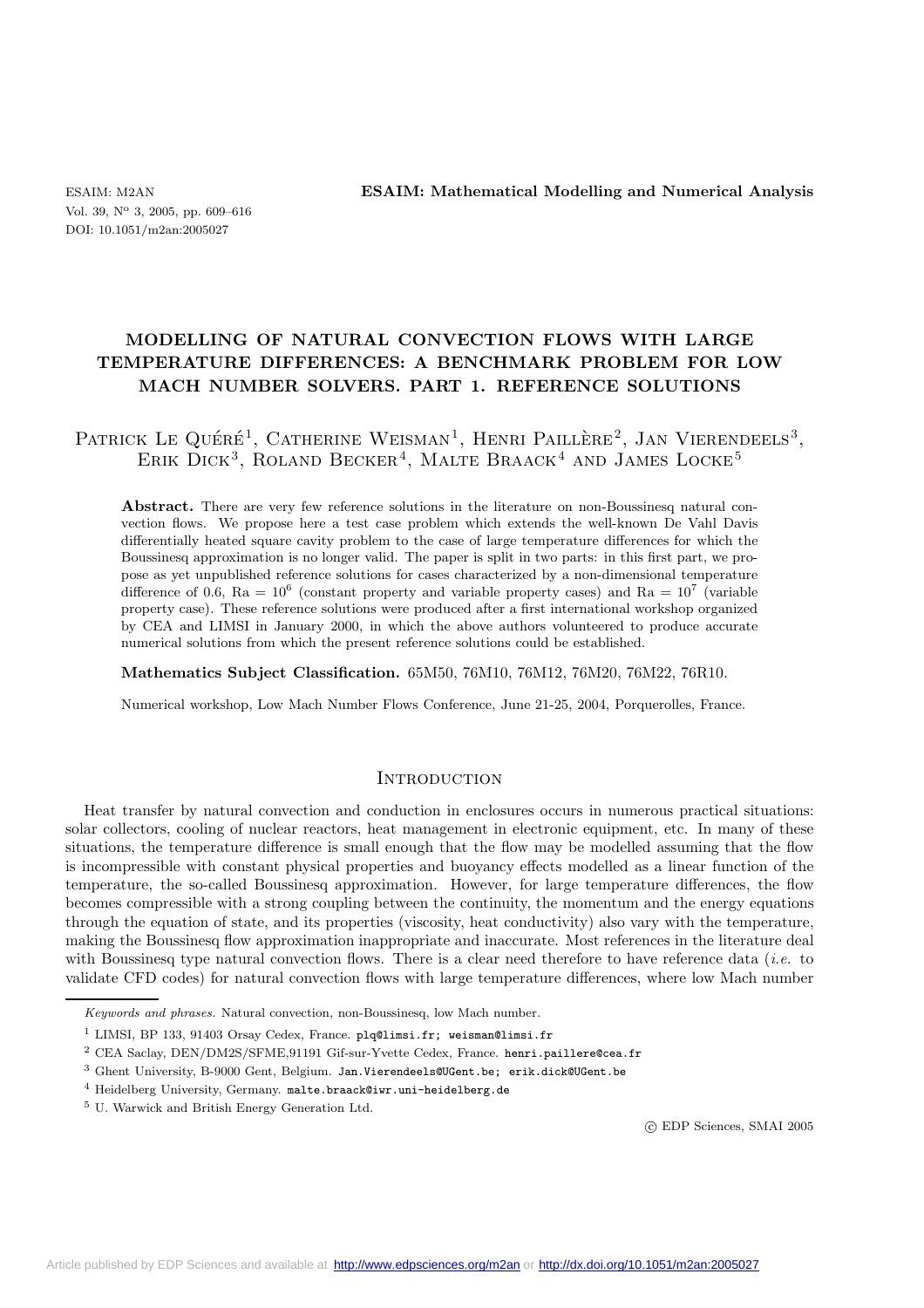# MODELLING OF NATURAL CONVECTION FLOWS WITH LARGE TEMPERATURE DIFFERENCES: A BENCHMARK PROBLEM FOR LOW MACH NUMBER SOLVERS. PART 1. REFERENCE SOLUTIONS

Patrick Le Quéré[1], Catherine Weisman[1], Henri Paillère[2], Jan Vierendeels[3], Erik Dick[3], Roland Becker[4], Malte Braack[4] and James Locke[5]

**Abstract.** There are very few reference solutions in the literature on non-Boussinesq natural convection flows. We propose here a test case problem which extends the well-known De Vahl Davis differentially heated square cavity problem to the case of large temperature differences for which the Boussinesq approximation is no longer valid. The paper is split in two parts: in this first part, we propose as yet unpublished reference solutions for cases characterized by a non-dimensional temperature difference of 0.6, $\mathrm{Ra} = 10^6$ (constant property and variable property cases) and $\mathrm{Ra} = 10^7$ (variable property case). These reference solutions were produced after a first international workshop organized by CEA and LIMSI in January 2000, in which the above authors volunteered to produce accurate numerical solutions from which the present reference solutions could be established.

**Mathematics Subject Classification.** 65M50, 76M10, 76M12, 76M20, 76M22, 76R10.

Numerical workshop, Low Mach Number Flows Conference, June 21-25, 2004, Porquerolles, France.

## Introduction

Heat transfer by natural convection and conduction in enclosures occurs in numerous practical situations: solar collectors, cooling of nuclear reactors, heat management in electronic equipment, etc. In many of these situations, the temperature difference is small enough that the flow may be modelled assuming that the flow is incompressible with constant physical properties and buoyancy effects modelled as a linear function of the temperature, the so-called Boussinesq approximation. However, for large temperature differences, the flow becomes compressible with a strong coupling between the continuity, the momentum and the energy equations through the equation of state, and its properties (viscosity, heat conductivity) also vary with the temperature, making the Boussinesq flow approximation inappropriate and inaccurate. Most references in the literature deal with Boussinesq type natural convection flows. There is a clear need therefore to have reference data (*i.e.* to validate CFD codes) for natural convection flows with large temperature differences, where low Mach number

---

*Keywords and phrases.* Natural convection, non-Boussinesq, low Mach number.

[1] LIMSI, BP 133, 91403 Orsay Cedex, France. plq@limsi.fr; weisman@limsi.fr

[2] CEA Saclay, DEN/DM2S/SFME,91191 Gif-sur-Yvette Cedex, France. henri.paillere@cea.fr

[3] Ghent University, B-9000 Gent, Belgium. Jan.Vierendeels@UGent.be; erik.dick@UGent.be

[4] Heidelberg University, Germany. malte.braack@iwr.uni-heidelberg.de

[5] U. Warwick and British Energy Generation Ltd.

© EDP Sciences, SMAI 2005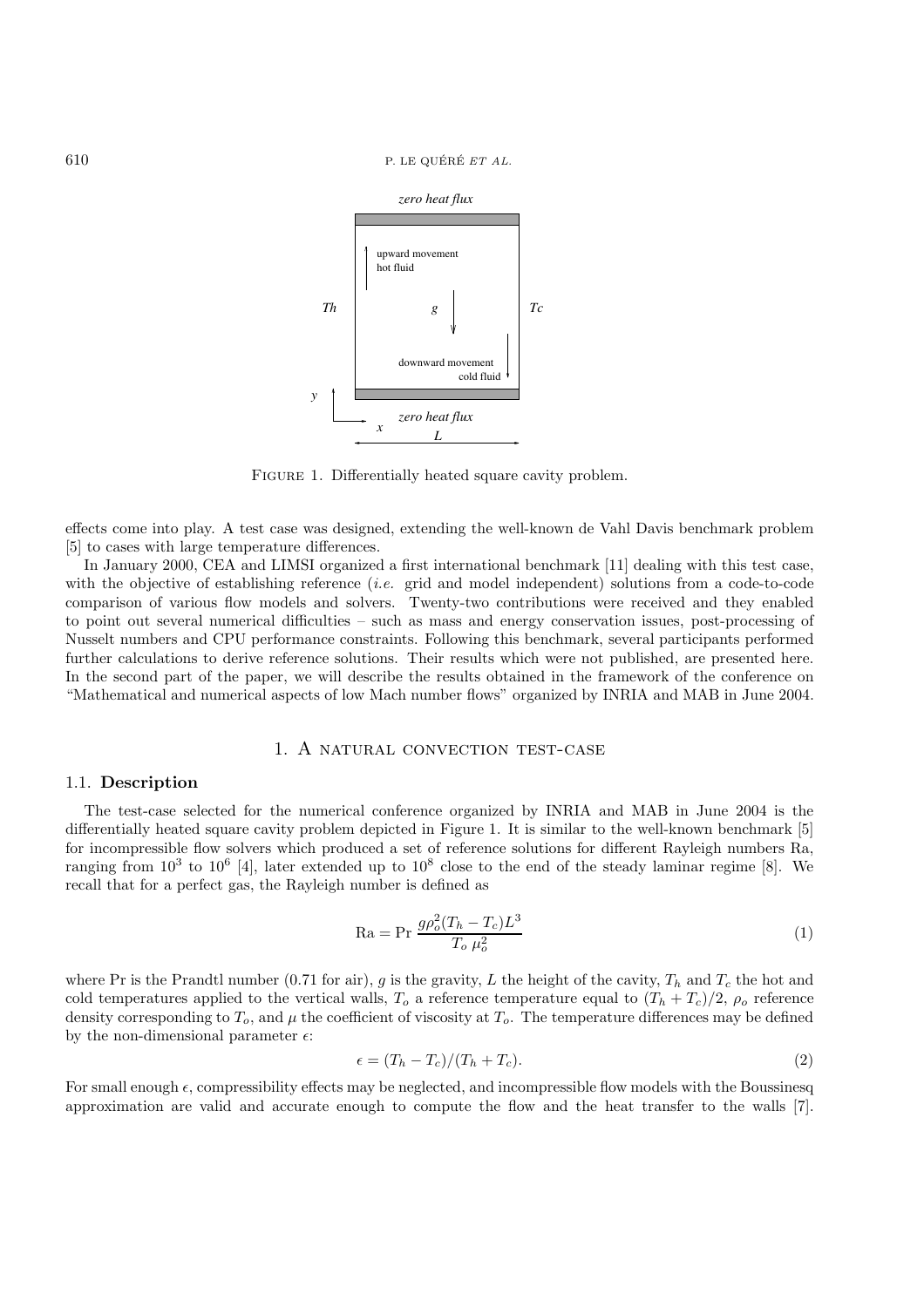FIGURE 1. Differentially heated square cavity problem.

effects come into play. A test case was designed, extending the well-known de Vahl Davis benchmark problem [5] to cases with large temperature differences.

In January 2000, CEA and LIMSI organized a first international benchmark [11] dealing with this test case, with the objective of establishing reference (*i.e.* grid and model independent) solutions from a code-to-code comparison of various flow models and solvers. Twenty-two contributions were received and they enabled to point out several numerical difficulties – such as mass and energy conservation issues, post-processing of Nusselt numbers and CPU performance constraints. Following this benchmark, several participants performed further calculations to derive reference solutions. Their results which were not published, are presented here. In the second part of the paper, we will describe the results obtained in the framework of the conference on "Mathematical and numerical aspects of low Mach number flows" organized by INRIA and MAB in June 2004.

## 1. A natural convection test-case

### 1.1. Description

The test-case selected for the numerical conference organized by INRIA and MAB in June 2004 is the differentially heated square cavity problem depicted in Figure 1. It is similar to the well-known benchmark [5] for incompressible flow solvers which produced a set of reference solutions for different Rayleigh numbers Ra, ranging from $10^3$ to $10^6$ [4], later extended up to $10^8$ close to the end of the steady laminar regime [8]. We recall that for a perfect gas, the Rayleigh number is defined as

$$\mathrm{Ra} = \mathrm{Pr}\,\frac{g\rho_o^2(T_h - T_c)L^3}{T_o\,\mu_o^2} \tag{1}$$

where Pr is the Prandtl number (0.71 for air), $g$ is the gravity, $L$ the height of the cavity, $T_h$ and $T_c$ the hot and cold temperatures applied to the vertical walls, $T_o$ a reference temperature equal to $(T_h + T_c)/2$, $\rho_o$ reference density corresponding to $T_o$, and $\mu$ the coefficient of viscosity at $T_o$. The temperature differences may be defined by the non-dimensional parameter $\epsilon$:

$$\epsilon = (T_h - T_c)/(T_h + T_c). \tag{2}$$

For small enough $\epsilon$, compressibility effects may be neglected, and incompressible flow models with the Boussinesq approximation are valid and accurate enough to compute the flow and the heat transfer to the walls [7].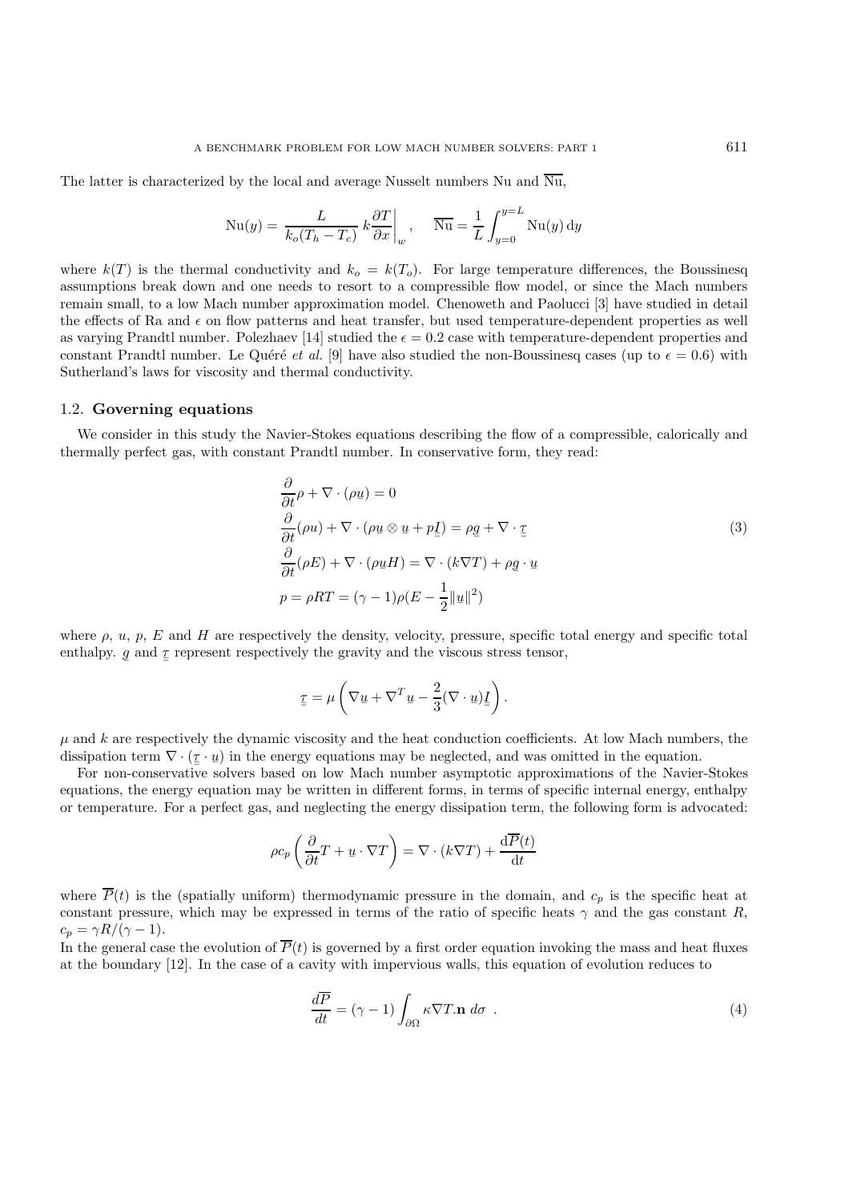The latter is characterized by the local and average Nusselt numbers Nu and $\overline{\mathrm{Nu}}$,

$$\mathrm{Nu}(y) = \frac{L}{k_o(T_h - T_c)}\, k\frac{\partial T}{\partial x}\bigg|_w, \qquad \overline{\mathrm{Nu}} = \frac{1}{L}\int_{y=0}^{y=L} \mathrm{Nu}(y)\,\mathrm{d}y$$

where $k(T)$ is the thermal conductivity and $k_o = k(T_o)$. For large temperature differences, the Boussinesq assumptions break down and one needs to resort to a compressible flow model, or since the Mach numbers remain small, to a low Mach number approximation model. Chenoweth and Paolucci [3] have studied in detail the effects of Ra and $\epsilon$ on flow patterns and heat transfer, but used temperature-dependent properties as well as varying Prandtl number. Polezhaev [14] studied the $\epsilon = 0.2$ case with temperature-dependent properties and constant Prandtl number. Le Quéré *et al.* [9] have also studied the non-Boussinesq cases (up to $\epsilon = 0.6$) with Sutherland's laws for viscosity and thermal conductivity.

### 1.2. Governing equations

We consider in this study the Navier-Stokes equations describing the flow of a compressible, calorically and thermally perfect gas, with constant Prandtl number. In conservative form, they read:

$$\begin{aligned}
&\frac{\partial}{\partial t}\rho + \nabla\cdot(\rho\underline{u}) = 0\\
&\frac{\partial}{\partial t}(\rho u) + \nabla\cdot(\rho\underline{u}\otimes\underline{u} + p\underline{\underline{I}}) = \rho\underline{g} + \nabla\cdot\underline{\underline{\tau}}\\
&\frac{\partial}{\partial t}(\rho E) + \nabla\cdot(\rho\underline{u}H) = \nabla\cdot(k\nabla T) + \rho\underline{g}\cdot\underline{u}\\
&p = \rho R T = (\gamma-1)\rho(E - \frac{1}{2}\|\underline{u}\|^2)
\end{aligned} \tag{3}$$

where $\rho$, $u$, $p$, $E$ and $H$ are respectively the density, velocity, pressure, specific total energy and specific total enthalpy. $\underline{g}$ and $\underline{\underline{\tau}}$ represent respectively the gravity and the viscous stress tensor,

$$\underline{\underline{\tau}} = \mu\left(\nabla\underline{u} + \nabla^T\underline{u} - \frac{2}{3}(\nabla\cdot\underline{u})\underline{\underline{I}}\right).$$

$\mu$ and $k$ are respectively the dynamic viscosity and the heat conduction coefficients. At low Mach numbers, the dissipation term $\nabla\cdot(\underline{\underline{\tau}}\cdot\underline{u})$ in the energy equations may be neglected, and was omitted in the equation.

For non-conservative solvers based on low Mach number asymptotic approximations of the Navier-Stokes equations, the energy equation may be written in different forms, in terms of specific internal energy, enthalpy or temperature. For a perfect gas, and neglecting the energy dissipation term, the following form is advocated:

$$\rho c_p\left(\frac{\partial}{\partial t}T + \underline{u}\cdot\nabla T\right) = \nabla\cdot(k\nabla T) + \frac{\mathrm{d}\overline{P}(t)}{\mathrm{d}t}$$

where $\overline{P}(t)$ is the (spatially uniform) thermodynamic pressure in the domain, and $c_p$ is the specific heat at constant pressure, which may be expressed in terms of the ratio of specific heats $\gamma$ and the gas constant $R$, $c_p = \gamma R/(\gamma-1)$.

In the general case the evolution of $\overline{P}(t)$ is governed by a first order equation invoking the mass and heat fluxes at the boundary [12]. In the case of a cavity with impervious walls, this equation of evolution reduces to

$$\frac{d\overline{P}}{dt} = (\gamma-1)\int_{\partial\Omega}\kappa\nabla T.\mathbf{n}\; d\sigma \ . \tag{4}$$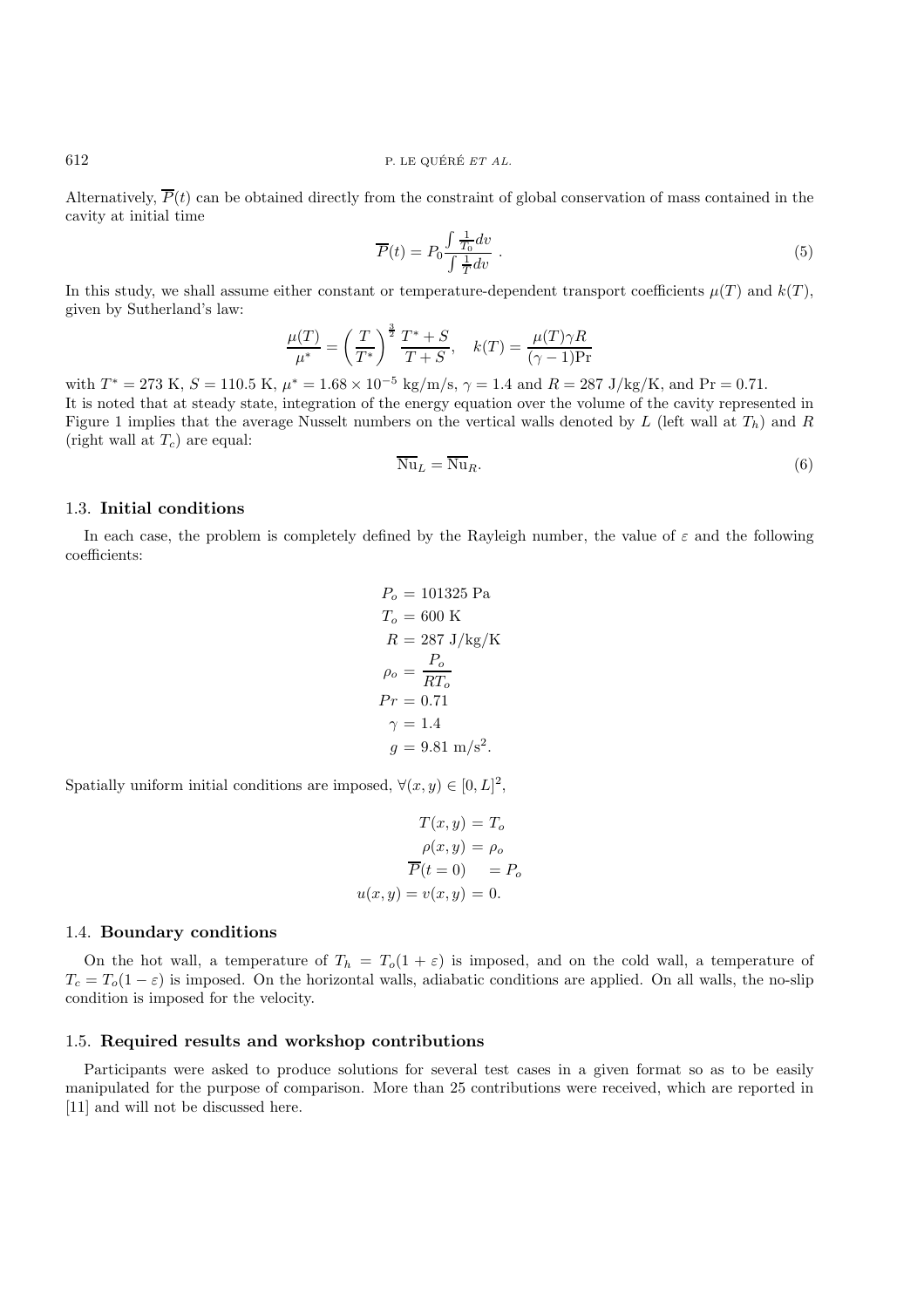Alternatively, $\overline{P}(t)$ can be obtained directly from the constraint of global conservation of mass contained in the cavity at initial time

$$\overline{P}(t) = P_0 \frac{\int \frac{1}{T_0} dv}{\int \frac{1}{T} dv} . \tag{5}$$

In this study, we shall assume either constant or temperature-dependent transport coefficients $\mu(T)$ and $k(T)$, given by Sutherland's law:

$$\frac{\mu(T)}{\mu^*} = \left(\frac{T}{T^*}\right)^{\frac{3}{2}} \frac{T^* + S}{T + S}, \quad k(T) = \frac{\mu(T)\gamma R}{(\gamma - 1)\mathrm{Pr}}$$

with $T^* = 273$ K, $S = 110.5$ K, $\mu^* = 1.68 \times 10^{-5}$ kg/m/s, $\gamma = 1.4$ and $R = 287$ J/kg/K, and $\mathrm{Pr} = 0.71$.
It is noted that at steady state, integration of the energy equation over the volume of the cavity represented in Figure 1 implies that the average Nusselt numbers on the vertical walls denoted by $L$ (left wall at $T_h$) and $R$ (right wall at $T_c$) are equal:

$$\overline{\mathrm{Nu}}_L = \overline{\mathrm{Nu}}_R. \tag{6}$$

### 1.3. **Initial conditions**

In each case, the problem is completely defined by the Rayleigh number, the value of $\varepsilon$ and the following coefficients:

$$\begin{aligned}
P_o &= 101325 \text{ Pa} \\
T_o &= 600 \text{ K} \\
R &= 287 \text{ J/kg/K} \\
\rho_o &= \frac{P_o}{RT_o} \\
Pr &= 0.71 \\
\gamma &= 1.4 \\
g &= 9.81 \text{ m/s}^2.
\end{aligned}$$

Spatially uniform initial conditions are imposed, $\forall(x, y) \in [0, L]^2$,

$$\begin{aligned}
T(x, y) &= T_o \\
\rho(x, y) &= \rho_o \\
\overline{P}(t = 0) &= P_o \\
u(x, y) = v(x, y) &= 0.
\end{aligned}$$

### 1.4. **Boundary conditions**

On the hot wall, a temperature of $T_h = T_o(1 + \varepsilon)$ is imposed, and on the cold wall, a temperature of $T_c = T_o(1 - \varepsilon)$ is imposed. On the horizontal walls, adiabatic conditions are applied. On all walls, the no-slip condition is imposed for the velocity.

### 1.5. **Required results and workshop contributions**

Participants were asked to produce solutions for several test cases in a given format so as to be easily manipulated for the purpose of comparison. More than 25 contributions were received, which are reported in [11] and will not be discussed here.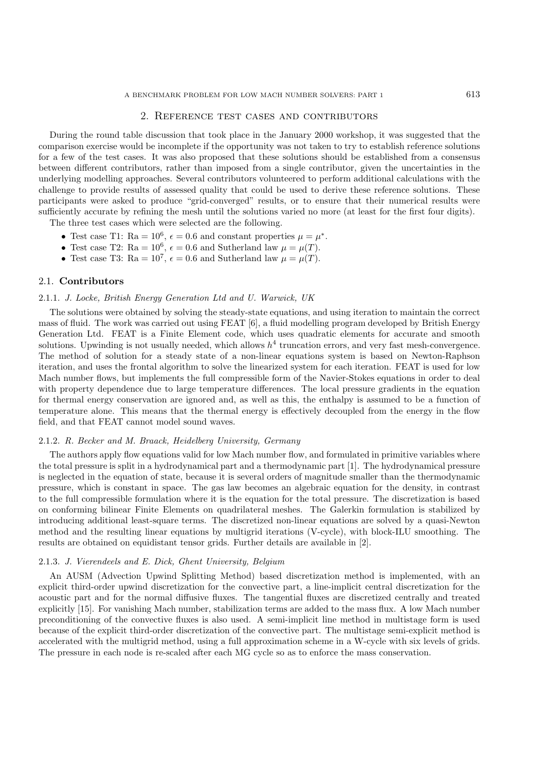## 2. Reference test cases and contributors

During the round table discussion that took place in the January 2000 workshop, it was suggested that the comparison exercise would be incomplete if the opportunity was not taken to try to establish reference solutions for a few of the test cases. It was also proposed that these solutions should be established from a consensus between different contributors, rather than imposed from a single contributor, given the uncertainties in the underlying modelling approaches. Several contributors volunteered to perform additional calculations with the challenge to provide results of assessed quality that could be used to derive these reference solutions. These participants were asked to produce "grid-converged" results, or to ensure that their numerical results were sufficiently accurate by refining the mesh until the solutions varied no more (at least for the first four digits).

The three test cases which were selected are the following.

- Test case T1: $\mathrm{Ra} = 10^6$, $\epsilon = 0.6$ and constant properties $\mu = \mu^*$.
- Test case T2: $\mathrm{Ra} = 10^6$, $\epsilon = 0.6$ and Sutherland law $\mu = \mu(T)$.
- Test case T3: $\mathrm{Ra} = 10^7$, $\epsilon = 0.6$ and Sutherland law $\mu = \mu(T)$.

### 2.1. **Contributors**

#### 2.1.1. *J. Locke, British Energy Generation Ltd and U. Warwick, UK*

The solutions were obtained by solving the steady-state equations, and using iteration to maintain the correct mass of fluid. The work was carried out using FEAT [6], a fluid modelling program developed by British Energy Generation Ltd. FEAT is a Finite Element code, which uses quadratic elements for accurate and smooth solutions. Upwinding is not usually needed, which allows $h^4$ truncation errors, and very fast mesh-convergence. The method of solution for a steady state of a non-linear equations system is based on Newton-Raphson iteration, and uses the frontal algorithm to solve the linearized system for each iteration. FEAT is used for low Mach number flows, but implements the full compressible form of the Navier-Stokes equations in order to deal with property dependence due to large temperature differences. The local pressure gradients in the equation for thermal energy conservation are ignored and, as well as this, the enthalpy is assumed to be a function of temperature alone. This means that the thermal energy is effectively decoupled from the energy in the flow field, and that FEAT cannot model sound waves.

#### 2.1.2. *R. Becker and M. Braack, Heidelberg University, Germany*

The authors apply flow equations valid for low Mach number flow, and formulated in primitive variables where the total pressure is split in a hydrodynamical part and a thermodynamic part [1]. The hydrodynamical pressure is neglected in the equation of state, because it is several orders of magnitude smaller than the thermodynamic pressure, which is constant in space. The gas law becomes an algebraic equation for the density, in contrast to the full compressible formulation where it is the equation for the total pressure. The discretization is based on conforming bilinear Finite Elements on quadrilateral meshes. The Galerkin formulation is stabilized by introducing additional least-square terms. The discretized non-linear equations are solved by a quasi-Newton method and the resulting linear equations by multigrid iterations (V-cycle), with block-ILU smoothing. The results are obtained on equidistant tensor grids. Further details are available in [2].

#### 2.1.3. *J. Vierendeels and E. Dick, Ghent University, Belgium*

An AUSM (Advection Upwind Splitting Method) based discretization method is implemented, with an explicit third-order upwind discretization for the convective part, a line-implicit central discretization for the acoustic part and for the normal diffusive fluxes. The tangential fluxes are discretized centrally and treated explicitly [15]. For vanishing Mach number, stabilization terms are added to the mass flux. A low Mach number preconditioning of the convective fluxes is also used. A semi-implicit line method in multistage form is used because of the explicit third-order discretization of the convective part. The multistage semi-explicit method is accelerated with the multigrid method, using a full approximation scheme in a W-cycle with six levels of grids. The pressure in each node is re-scaled after each MG cycle so as to enforce the mass conservation.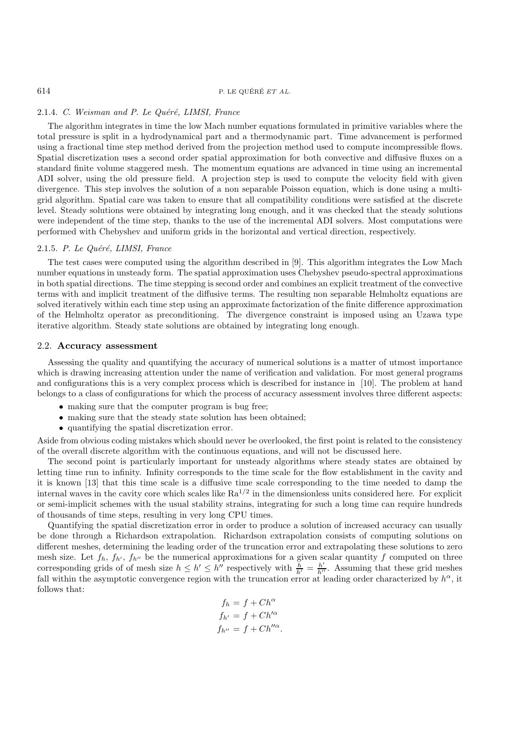#### 2.1.4. *C. Weisman and P. Le Quéré, LIMSI, France*

The algorithm integrates in time the low Mach number equations formulated in primitive variables where the total pressure is split in a hydrodynamical part and a thermodynamic part. Time advancement is performed using a fractional time step method derived from the projection method used to compute incompressible flows. Spatial discretization uses a second order spatial approximation for both convective and diffusive fluxes on a standard finite volume staggered mesh. The momentum equations are advanced in time using an incremental ADI solver, using the old pressure field. A projection step is used to compute the velocity field with given divergence. This step involves the solution of a non separable Poisson equation, which is done using a multigrid algorithm. Spatial care was taken to ensure that all compatibility conditions were satisfied at the discrete level. Steady solutions were obtained by integrating long enough, and it was checked that the steady solutions were independent of the time step, thanks to the use of the incremental ADI solvers. Most computations were performed with Chebyshev and uniform grids in the horizontal and vertical direction, respectively.

#### 2.1.5. *P. Le Quéré, LIMSI, France*

The test cases were computed using the algorithm described in [9]. This algorithm integrates the Low Mach number equations in unsteady form. The spatial approximation uses Chebyshev pseudo-spectral approximations in both spatial directions. The time stepping is second order and combines an explicit treatment of the convective terms with and implicit treatment of the diffusive terms. The resulting non separable Helmholtz equations are solved iteratively within each time step using an approximate factorization of the finite difference approximation of the Helmholtz operator as preconditioning. The divergence constraint is imposed using an Uzawa type iterative algorithm. Steady state solutions are obtained by integrating long enough.

### 2.2. **Accuracy assessment**

Assessing the quality and quantifying the accuracy of numerical solutions is a matter of utmost importance which is drawing increasing attention under the name of verification and validation. For most general programs and configurations this is a very complex process which is described for instance in [10]. The problem at hand belongs to a class of configurations for which the process of accuracy assessment involves three different aspects:

- making sure that the computer program is bug free;
- making sure that the steady state solution has been obtained;
- quantifying the spatial discretization error.

Aside from obvious coding mistakes which should never be overlooked, the first point is related to the consistency of the overall discrete algorithm with the continuous equations, and will not be discussed here.

The second point is particularly important for unsteady algorithms where steady states are obtained by letting time run to infinity. Infinity corresponds to the time scale for the flow establishment in the cavity and it is known [13] that this time scale is a diffusive time scale corresponding to the time needed to damp the internal waves in the cavity core which scales like $\mathrm{Ra}^{1/2}$ in the dimensionless units considered here. For explicit or semi-implicit schemes with the usual stability strains, integrating for such a long time can require hundreds of thousands of time steps, resulting in very long CPU times.

Quantifying the spatial discretization error in order to produce a solution of increased accuracy can usually be done through a Richardson extrapolation. Richardson extrapolation consists of computing solutions on different meshes, determining the leading order of the truncation error and extrapolating these solutions to zero mesh size. Let $f_h$, $f_{h'}$, $f_{h''}$ be the numerical approximations for a given scalar quantity $f$ computed on three corresponding grids of of mesh size $h \le h' \le h''$ respectively with $\frac{h}{h'} = \frac{h'}{h''}$. Assuming that these grid meshes fall within the asymptotic convergence region with the truncation error at leading order characterized by $h^\alpha$, it follows that:

$$
\begin{aligned}
f_h &= f + Ch^\alpha \\
f_{h'} &= f + Ch'^\alpha \\
f_{h''} &= f + Ch''^\alpha.
\end{aligned}
$$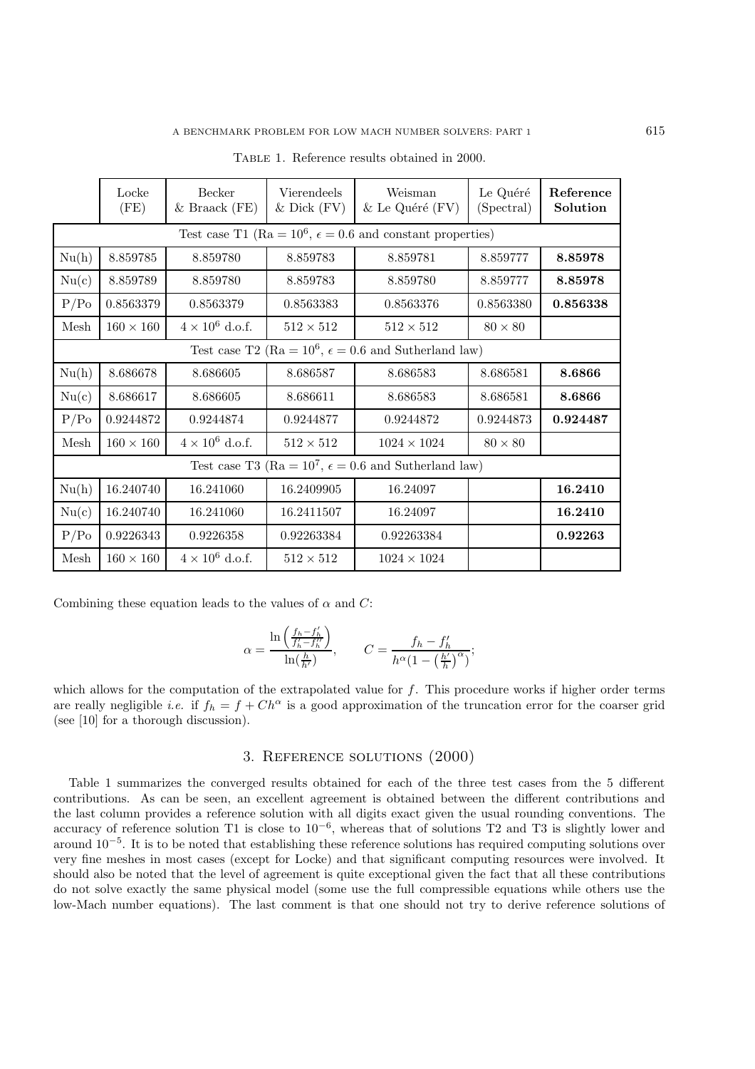Table 1. Reference results obtained in 2000.

| | Locke (FE) | Becker & Braack (FE) | Vierendeels & Dick (FV) | Weisman & Le Quéré (FV) | Le Quéré (Spectral) | **Reference Solution** |
|---|---|---|---|---|---|---|
| Test case T1 (Ra $= 10^6$, $\epsilon = 0.6$ and constant properties) | | | | | | |
| Nu(h) | 8.859785 | 8.859780 | 8.859783 | 8.859781 | 8.859777 | **8.85978** |
| Nu(c) | 8.859789 | 8.859780 | 8.859783 | 8.859780 | 8.859777 | **8.85978** |
| P/Po | 0.8563379 | 0.8563379 | 0.8563383 | 0.8563376 | 0.8563380 | **0.856338** |
| Mesh | $160 \times 160$ | $4 \times 10^6$ d.o.f. | $512 \times 512$ | $512 \times 512$ | $80 \times 80$ | |
| Test case T2 (Ra $= 10^6$, $\epsilon = 0.6$ and Sutherland law) | | | | | | |
| Nu(h) | 8.686678 | 8.686605 | 8.686587 | 8.686583 | 8.686581 | **8.6866** |
| Nu(c) | 8.686617 | 8.686605 | 8.686611 | 8.686583 | 8.686581 | **8.6866** |
| P/Po | 0.9244872 | 0.9244874 | 0.9244877 | 0.9244872 | 0.9244873 | **0.924487** |
| Mesh | $160 \times 160$ | $4 \times 10^6$ d.o.f. | $512 \times 512$ | $1024 \times 1024$ | $80 \times 80$ | |
| Test case T3 (Ra $= 10^7$, $\epsilon = 0.6$ and Sutherland law) | | | | | | |
| Nu(h) | 16.240740 | 16.241060 | 16.2409905 | 16.24097 | | **16.2410** |
| Nu(c) | 16.240740 | 16.241060 | 16.2411507 | 16.24097 | | **16.2410** |
| P/Po | 0.9226343 | 0.9226358 | 0.92263384 | 0.92263384 | | **0.92263** |
| Mesh | $160 \times 160$ | $4 \times 10^6$ d.o.f. | $512 \times 512$ | $1024 \times 1024$ | | |

Combining these equation leads to the values of $\alpha$ and $C$:

$$\alpha = \frac{\ln\left(\frac{f_h - f'_h}{f'_h - f''_h}\right)}{\ln(\frac{h}{h'})}, \qquad C = \frac{f_h - f'_h}{h^\alpha (1 - \left(\frac{h'}{h}\right)^\alpha)};$$

which allows for the computation of the extrapolated value for $f$. This procedure works if higher order terms are really negligible *i.e.* if $f_h = f + Ch^\alpha$ is a good approximation of the truncation error for the coarser grid (see [10] for a thorough discussion).

## 3. Reference solutions (2000)

Table 1 summarizes the converged results obtained for each of the three test cases from the 5 different contributions. As can be seen, an excellent agreement is obtained between the different contributions and the last column provides a reference solution with all digits exact given the usual rounding conventions. The accuracy of reference solution T1 is close to $10^{-6}$, whereas that of solutions T2 and T3 is slightly lower and around $10^{-5}$. It is to be noted that establishing these reference solutions has required computing solutions over very fine meshes in most cases (except for Locke) and that significant computing resources were involved. It should also be noted that the level of agreement is quite exceptional given the fact that all these contributions do not solve exactly the same physical model (some use the full compressible equations while others use the low-Mach number equations). The last comment is that one should not try to derive reference solutions of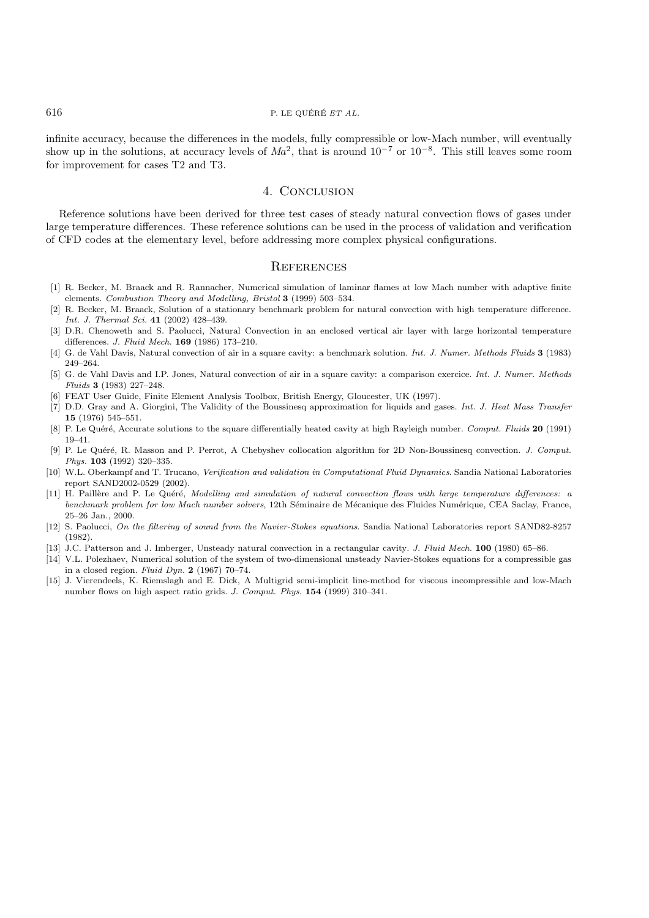infinite accuracy, because the differences in the models, fully compressible or low-Mach number, will eventually show up in the solutions, at accuracy levels of $Ma^2$, that is around $10^{-7}$ or $10^{-8}$. This still leaves some room for improvement for cases T2 and T3.

## 4. Conclusion

Reference solutions have been derived for three test cases of steady natural convection flows of gases under large temperature differences. These reference solutions can be used in the process of validation and verification of CFD codes at the elementary level, before addressing more complex physical configurations.

## References

[1] R. Becker, M. Braack and R. Rannacher, Numerical simulation of laminar flames at low Mach number with adaptive finite elements. *Combustion Theory and Modelling, Bristol* **3** (1999) 503–534.

[2] R. Becker, M. Braack, Solution of a stationary benchmark problem for natural convection with high temperature difference. *Int. J. Thermal Sci.* **41** (2002) 428–439.

[3] D.R. Chenoweth and S. Paolucci, Natural Convection in an enclosed vertical air layer with large horizontal temperature differences. *J. Fluid Mech.* **169** (1986) 173–210.

[4] G. de Vahl Davis, Natural convection of air in a square cavity: a benchmark solution. *Int. J. Numer. Methods Fluids* **3** (1983) 249–264.

[5] G. de Vahl Davis and I.P. Jones, Natural convection of air in a square cavity: a comparison exercice. *Int. J. Numer. Methods Fluids* **3** (1983) 227–248.

[6] FEAT User Guide, Finite Element Analysis Toolbox, British Energy, Gloucester, UK (1997).

[7] D.D. Gray and A. Giorgini, The Validity of the Boussinesq approximation for liquids and gases. *Int. J. Heat Mass Transfer* **15** (1976) 545–551.

[8] P. Le Quéré, Accurate solutions to the square differentially heated cavity at high Rayleigh number. *Comput. Fluids* **20** (1991) 19–41.

[9] P. Le Quéré, R. Masson and P. Perrot, A Chebyshev collocation algorithm for 2D Non-Boussinesq convection. *J. Comput. Phys.* **103** (1992) 320–335.

[10] W.L. Oberkampf and T. Trucano, *Verification and validation in Computational Fluid Dynamics*. Sandia National Laboratories report SAND2002-0529 (2002).

[11] H. Paillère and P. Le Quéré, *Modelling and simulation of natural convection flows with large temperature differences: a benchmark problem for low Mach number solvers*, 12th Séminaire de Mécanique des Fluides Numérique, CEA Saclay, France, 25–26 Jan., 2000.

[12] S. Paolucci, *On the filtering of sound from the Navier-Stokes equations*. Sandia National Laboratories report SAND82-8257 (1982).

[13] J.C. Patterson and J. Imberger, Unsteady natural convection in a rectangular cavity. *J. Fluid Mech.* **100** (1980) 65–86.

[14] V.L. Polezhaev, Numerical solution of the system of two-dimensional unsteady Navier-Stokes equations for a compressible gas in a closed region. *Fluid Dyn.* **2** (1967) 70–74.

[15] J. Vierendeels, K. Riemslagh and E. Dick, A Multigrid semi-implicit line-method for viscous incompressible and low-Mach number flows on high aspect ratio grids. *J. Comput. Phys.* **154** (1999) 310–341.